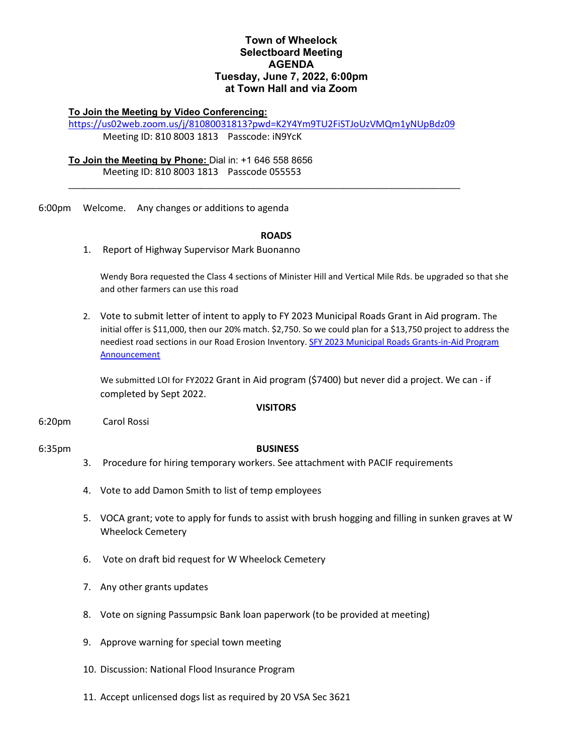# Town of Wheelock
## Selectboard Meeting
## AGENDA
## Tuesday, June 7, 2022, 6:00pm
## at Town Hall and via Zoom

**To Join the Meeting by Video Conferencing:**
[https://us02web.zoom.us/j/81080031813?pwd=K2Y4Ym9TU2FiSTJoUzVMQm1yNUpBdz09](https://us02web.zoom.us/j/81080031813?pwd=K2Y4Ym9TU2FiSTJoUzVMQm1yNUpBdz09)
Meeting ID: 810 8003 1813    Passcode: iN9YcK

**To Join the Meeting by Phone:** Dial in: +1 646 558 8656
Meeting ID: 810 8003 1813    Passcode 055553

---

6:00pm    Welcome.    Any changes or additions to agenda

**ROADS**

1. Report of Highway Supervisor Mark Buonanno

   Wendy Bora requested the Class 4 sections of Minister Hill and Vertical Mile Rds. be upgraded so that she and other farmers can use this road

2. Vote to submit letter of intent to apply to FY 2023 Municipal Roads Grant in Aid program. The initial offer is $11,000, then our 20% match. $2,750. So we could plan for a $13,750 project to address the neediest road sections in our Road Erosion Inventory. [SFY 2023 Municipal Roads Grants-in-Aid Program Announcement]()

   We submitted LOI for FY2022 Grant in Aid program ($7400) but never did a project. We can - if completed by Sept 2022.

**VISITORS**

6:20pm    Carol Rossi

6:35pm    **BUSINESS**

3. Procedure for hiring temporary workers. See attachment with PACIF requirements

4. Vote to add Damon Smith to list of temp employees

5. VOCA grant; vote to apply for funds to assist with brush hogging and filling in sunken graves at W Wheelock Cemetery

6. Vote on draft bid request for W Wheelock Cemetery

7. Any other grants updates

8. Vote on signing Passumpsic Bank loan paperwork (to be provided at meeting)

9. Approve warning for special town meeting

10. Discussion: National Flood Insurance Program

11. Accept unlicensed dogs list as required by 20 VSA Sec 3621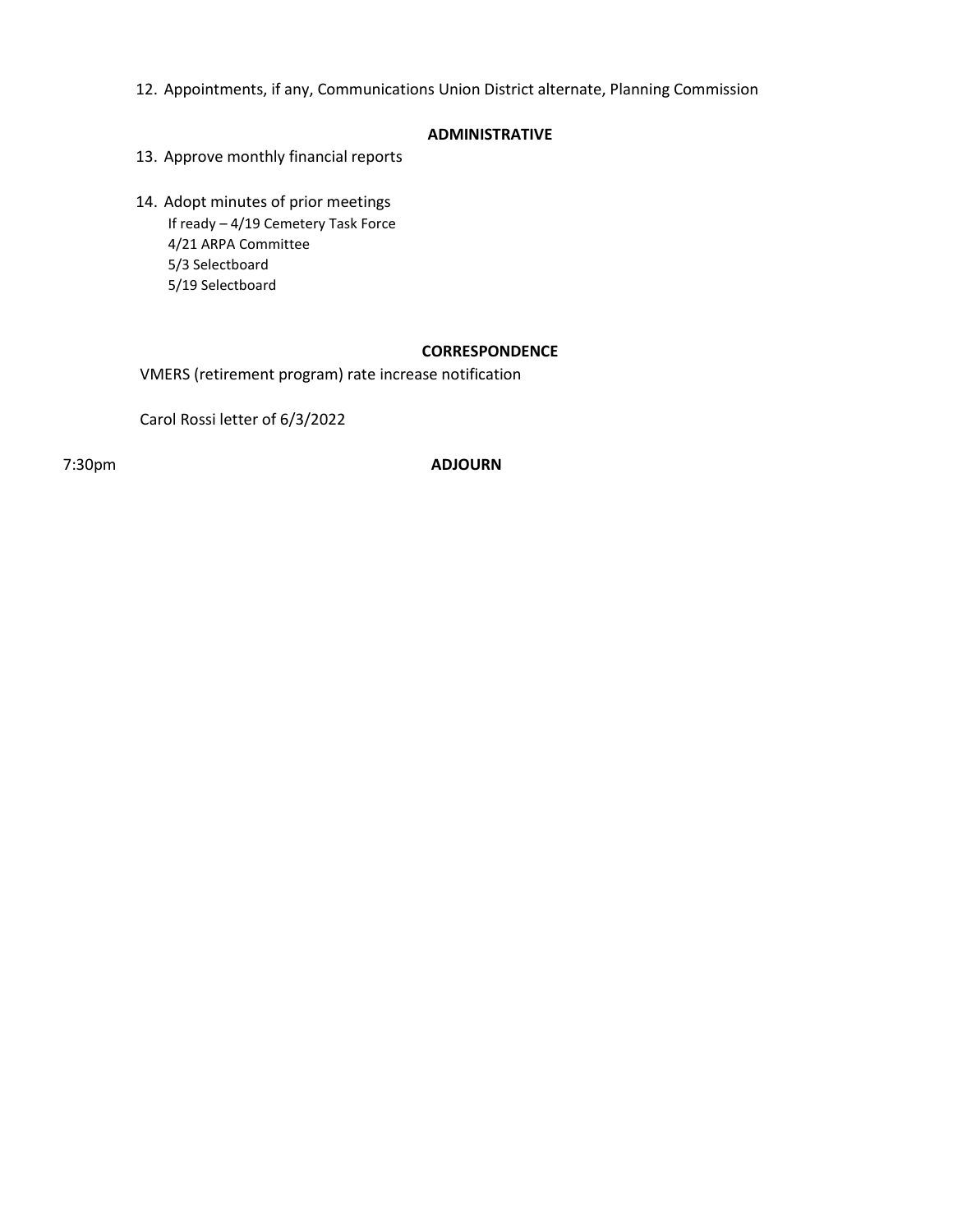12. Appointments, if any, Communications Union District alternate, Planning Commission

**ADMINISTRATIVE**

13. Approve monthly financial reports

14. Adopt minutes of prior meetings
    - If ready – 4/19 Cemetery Task Force
    - 4/21 ARPA Committee
    - 5/3 Selectboard
    - 5/19 Selectboard

**CORRESPONDENCE**

VMERS (retirement program) rate increase notification

Carol Rossi letter of 6/3/2022

7:30pm **ADJOURN**